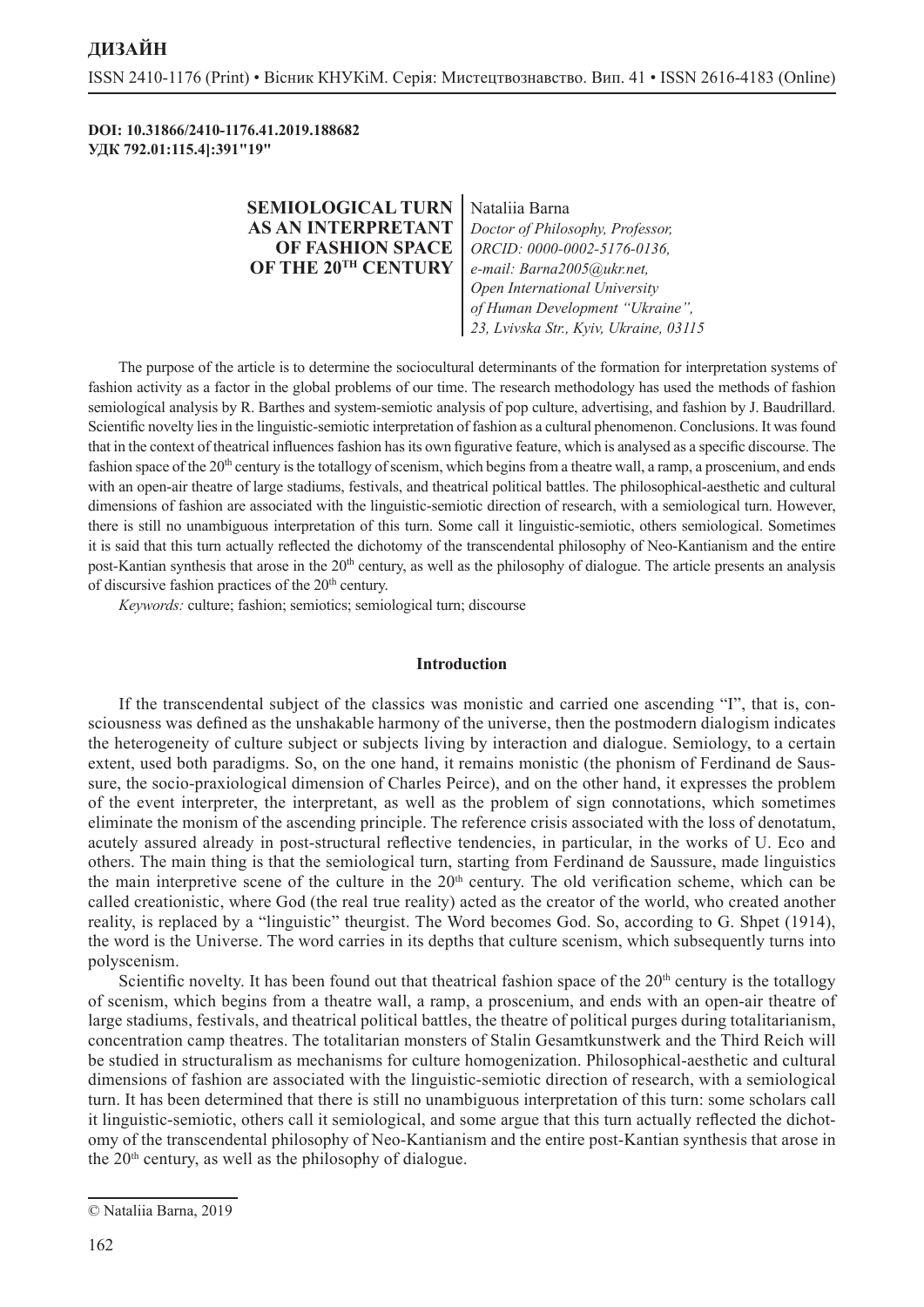**DOI: 10.31866/2410-1176.41.2019.188682**
**УДК 792.01:115.4]:391"19"**

# SEMIOLOGICAL TURN AS AN INTERPRETANT OF FASHION SPACE OF THE 20TH CENTURY

Nataliia Barna
*Doctor of Philosophy, Professor,*
*ORCID: 0000-0002-5176-0136,*
*e-mail: Barna2005@ukr.net,*
*Open International University of Human Development "Ukraine",*
*23, Lvivska Str., Kyiv, Ukraine, 03115*

The purpose of the article is to determine the sociocultural determinants of the formation for interpretation systems of fashion activity as a factor in the global problems of our time. The research methodology has used the methods of fashion semiological analysis by R. Barthes and system-semiotic analysis of pop culture, advertising, and fashion by J. Baudrillard. Scientific novelty lies in the linguistic-semiotic interpretation of fashion as a cultural phenomenon. Conclusions. It was found that in the context of theatrical influences fashion has its own figurative feature, which is analysed as a specific discourse. The fashion space of the 20th century is the totallogy of scenism, which begins from a theatre wall, a ramp, a proscenium, and ends with an open-air theatre of large stadiums, festivals, and theatrical political battles. The philosophical-aesthetic and cultural dimensions of fashion are associated with the linguistic-semiotic direction of research, with a semiological turn. However, there is still no unambiguous interpretation of this turn. Some call it linguistic-semiotic, others semiological. Sometimes it is said that this turn actually reflected the dichotomy of the transcendental philosophy of Neo-Kantianism and the entire post-Kantian synthesis that arose in the 20th century, as well as the philosophy of dialogue. The article presents an analysis of discursive fashion practices of the 20th century.

*Keywords:* culture; fashion; semiotics; semiological turn; discourse

## Introduction

If the transcendental subject of the classics was monistic and carried one ascending "I", that is, consciousness was defined as the unshakable harmony of the universe, then the postmodern dialogism indicates the heterogeneity of culture subject or subjects living by interaction and dialogue. Semiology, to a certain extent, used both paradigms. So, on the one hand, it remains monistic (the phonism of Ferdinand de Saussure, the socio-praxiological dimension of Charles Peirce), and on the other hand, it expresses the problem of the event interpreter, the interpretant, as well as the problem of sign connotations, which sometimes eliminate the monism of the ascending principle. The reference crisis associated with the loss of denotatum, acutely assured already in post-structural reflective tendencies, in particular, in the works of U. Eco and others. The main thing is that the semiological turn, starting from Ferdinand de Saussure, made linguistics the main interpretive scene of the culture in the 20th century. The old verification scheme, which can be called creationistic, where God (the real true reality) acted as the creator of the world, who created another reality, is replaced by a "linguistic" theurgist. The Word becomes God. So, according to G. Shpet (1914), the word is the Universe. The word carries in its depths that culture scenism, which subsequently turns into polyscenism.

Scientific novelty. It has been found out that theatrical fashion space of the 20th century is the totallogy of scenism, which begins from a theatre wall, a ramp, a proscenium, and ends with an open-air theatre of large stadiums, festivals, and theatrical political battles, the theatre of political purges during totalitarianism, concentration camp theatres. The totalitarian monsters of Stalin Gesamtkunstwerk and the Third Reich will be studied in structuralism as mechanisms for culture homogenization. Philosophical-aesthetic and cultural dimensions of fashion are associated with the linguistic-semiotic direction of research, with a semiological turn. It has been determined that there is still no unambiguous interpretation of this turn: some scholars call it linguistic-semiotic, others call it semiological, and some argue that this turn actually reflected the dichotomy of the transcendental philosophy of Neo-Kantianism and the entire post-Kantian synthesis that arose in the 20th century, as well as the philosophy of dialogue.

© Nataliia Barna, 2019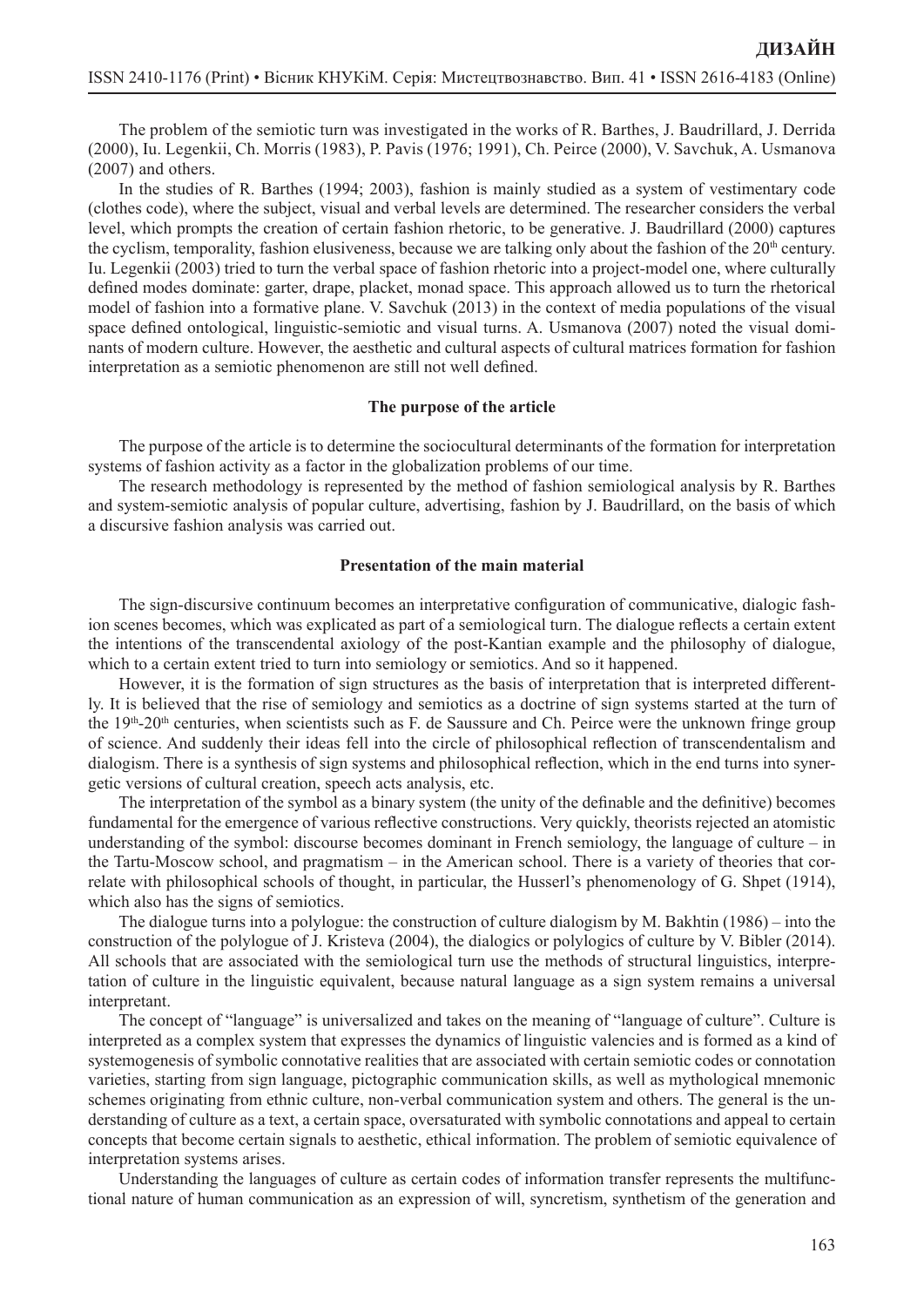The problem of the semiotic turn was investigated in the works of R. Barthes, J. Baudrillard, J. Derrida (2000), Iu. Legenkii, Ch. Morris (1983), P. Pavis (1976; 1991), Ch. Peirce (2000), V. Savchuk, A. Usmanova (2007) and others.

In the studies of R. Barthes (1994; 2003), fashion is mainly studied as a system of vestimentary code (clothes code), where the subject, visual and verbal levels are determined. The researcher considers the verbal level, which prompts the creation of certain fashion rhetoric, to be generative. J. Baudrillard (2000) captures the cyclism, temporality, fashion elusiveness, because we are talking only about the fashion of the 20th century. Iu. Legenkii (2003) tried to turn the verbal space of fashion rhetoric into a project-model one, where culturally defined modes dominate: garter, drape, placket, monad space. This approach allowed us to turn the rhetorical model of fashion into a formative plane. V. Savchuk (2013) in the context of media populations of the visual space defined ontological, linguistic-semiotic and visual turns. A. Usmanova (2007) noted the visual dominants of modern culture. However, the aesthetic and cultural aspects of cultural matrices formation for fashion interpretation as a semiotic phenomenon are still not well defined.

## The purpose of the article

The purpose of the article is to determine the sociocultural determinants of the formation for interpretation systems of fashion activity as a factor in the globalization problems of our time.

The research methodology is represented by the method of fashion semiological analysis by R. Barthes and system-semiotic analysis of popular culture, advertising, fashion by J. Baudrillard, on the basis of which a discursive fashion analysis was carried out.

## Presentation of the main material

The sign-discursive continuum becomes an interpretative configuration of communicative, dialogic fashion scenes becomes, which was explicated as part of a semiological turn. The dialogue reflects a certain extent the intentions of the transcendental axiology of the post-Kantian example and the philosophy of dialogue, which to a certain extent tried to turn into semiology or semiotics. And so it happened.

However, it is the formation of sign structures as the basis of interpretation that is interpreted differently. It is believed that the rise of semiology and semiotics as a doctrine of sign systems started at the turn of the 19th-20th centuries, when scientists such as F. de Saussure and Ch. Peirce were the unknown fringe group of science. And suddenly their ideas fell into the circle of philosophical reflection of transcendentalism and dialogism. There is a synthesis of sign systems and philosophical reflection, which in the end turns into synergetic versions of cultural creation, speech acts analysis, etc.

The interpretation of the symbol as a binary system (the unity of the definable and the definitive) becomes fundamental for the emergence of various reflective constructions. Very quickly, theorists rejected an atomistic understanding of the symbol: discourse becomes dominant in French semiology, the language of culture – in the Tartu-Moscow school, and pragmatism – in the American school. There is a variety of theories that correlate with philosophical schools of thought, in particular, the Husserl's phenomenology of G. Shpet (1914), which also has the signs of semiotics.

The dialogue turns into a polylogue: the construction of culture dialogism by M. Bakhtin (1986) – into the construction of the polylogue of J. Kristeva (2004), the dialogics or polylogics of culture by V. Bibler (2014). All schools that are associated with the semiological turn use the methods of structural linguistics, interpretation of culture in the linguistic equivalent, because natural language as a sign system remains a universal interpretant.

The concept of "language" is universalized and takes on the meaning of "language of culture". Culture is interpreted as a complex system that expresses the dynamics of linguistic valencies and is formed as a kind of systemogenesis of symbolic connotative realities that are associated with certain semiotic codes or connotation varieties, starting from sign language, pictographic communication skills, as well as mythological mnemonic schemes originating from ethnic culture, non-verbal communication system and others. The general is the understanding of culture as a text, a certain space, oversaturated with symbolic connotations and appeal to certain concepts that become certain signals to aesthetic, ethical information. The problem of semiotic equivalence of interpretation systems arises.

Understanding the languages of culture as certain codes of information transfer represents the multifunctional nature of human communication as an expression of will, syncretism, synthetism of the generation and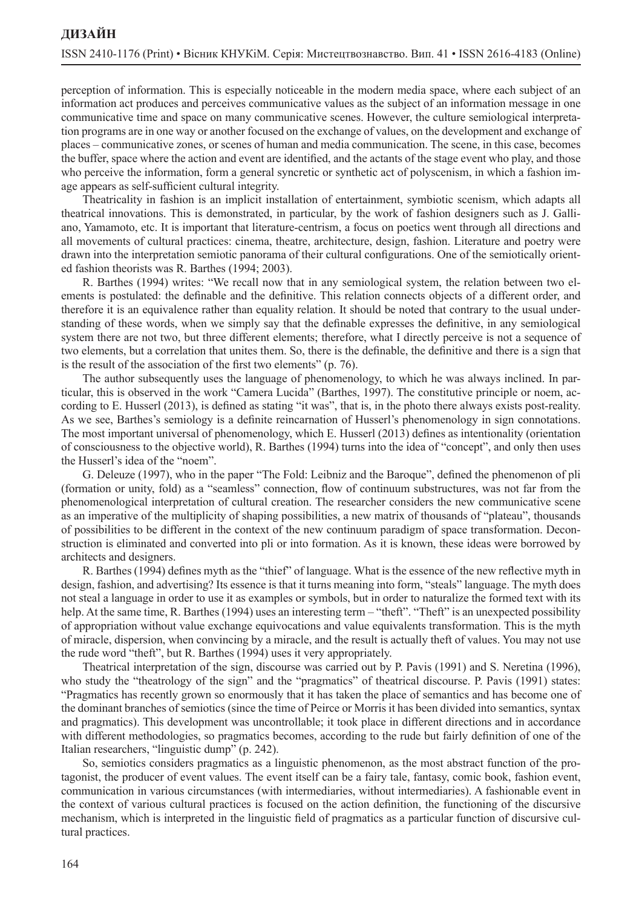perception of information. This is especially noticeable in the modern media space, where each subject of an information act produces and perceives communicative values as the subject of an information message in one communicative time and space on many communicative scenes. However, the culture semiological interpretation programs are in one way or another focused on the exchange of values, on the development and exchange of places – communicative zones, or scenes of human and media communication. The scene, in this case, becomes the buffer, space where the action and event are identified, and the actants of the stage event who play, and those who perceive the information, form a general syncretic or synthetic act of polyscenism, in which a fashion image appears as self-sufficient cultural integrity.

Theatricality in fashion is an implicit installation of entertainment, symbiotic scenism, which adapts all theatrical innovations. This is demonstrated, in particular, by the work of fashion designers such as J. Galliano, Yamamoto, etc. It is important that literature-centrism, a focus on poetics went through all directions and all movements of cultural practices: cinema, theatre, architecture, design, fashion. Literature and poetry were drawn into the interpretation semiotic panorama of their cultural configurations. One of the semiotically oriented fashion theorists was R. Barthes (1994; 2003).

R. Barthes (1994) writes: "We recall now that in any semiological system, the relation between two elements is postulated: the definable and the definitive. This relation connects objects of a different order, and therefore it is an equivalence rather than equality relation. It should be noted that contrary to the usual understanding of these words, when we simply say that the definable expresses the definitive, in any semiological system there are not two, but three different elements; therefore, what I directly perceive is not a sequence of two elements, but a correlation that unites them. So, there is the definable, the definitive and there is a sign that is the result of the association of the first two elements" (p. 76).

The author subsequently uses the language of phenomenology, to which he was always inclined. In particular, this is observed in the work "Camera Lucida" (Barthes, 1997). The constitutive principle or noem, according to E. Husserl (2013), is defined as stating "it was", that is, in the photo there always exists post-reality. As we see, Barthes's semiology is a definite reincarnation of Husserl's phenomenology in sign connotations. The most important universal of phenomenology, which E. Husserl (2013) defines as intentionality (orientation of consciousness to the objective world), R. Barthes (1994) turns into the idea of "concept", and only then uses the Husserl's idea of the "noem".

G. Deleuze (1997), who in the paper "The Fold: Leibniz and the Baroque", defined the phenomenon of pli (formation or unity, fold) as a "seamless" connection, flow of continuum substructures, was not far from the phenomenological interpretation of cultural creation. The researcher considers the new communicative scene as an imperative of the multiplicity of shaping possibilities, a new matrix of thousands of "plateau", thousands of possibilities to be different in the context of the new continuum paradigm of space transformation. Deconstruction is eliminated and converted into pli or into formation. As it is known, these ideas were borrowed by architects and designers.

R. Barthes (1994) defines myth as the "thief" of language. What is the essence of the new reflective myth in design, fashion, and advertising? Its essence is that it turns meaning into form, "steals" language. The myth does not steal a language in order to use it as examples or symbols, but in order to naturalize the formed text with its help. At the same time, R. Barthes (1994) uses an interesting term – "theft". "Theft" is an unexpected possibility of appropriation without value exchange equivocations and value equivalents transformation. This is the myth of miracle, dispersion, when convincing by a miracle, and the result is actually theft of values. You may not use the rude word "theft", but R. Barthes (1994) uses it very appropriately.

Theatrical interpretation of the sign, discourse was carried out by P. Pavis (1991) and S. Neretina (1996), who study the "theatrology of the sign" and the "pragmatics" of theatrical discourse. P. Pavis (1991) states: "Pragmatics has recently grown so enormously that it has taken the place of semantics and has become one of the dominant branches of semiotics (since the time of Peirce or Morris it has been divided into semantics, syntax and pragmatics). This development was uncontrollable; it took place in different directions and in accordance with different methodologies, so pragmatics becomes, according to the rude but fairly definition of one of the Italian researchers, "linguistic dump" (p. 242).

So, semiotics considers pragmatics as a linguistic phenomenon, as the most abstract function of the protagonist, the producer of event values. The event itself can be a fairy tale, fantasy, comic book, fashion event, communication in various circumstances (with intermediaries, without intermediaries). A fashionable event in the context of various cultural practices is focused on the action definition, the functioning of the discursive mechanism, which is interpreted in the linguistic field of pragmatics as a particular function of discursive cultural practices.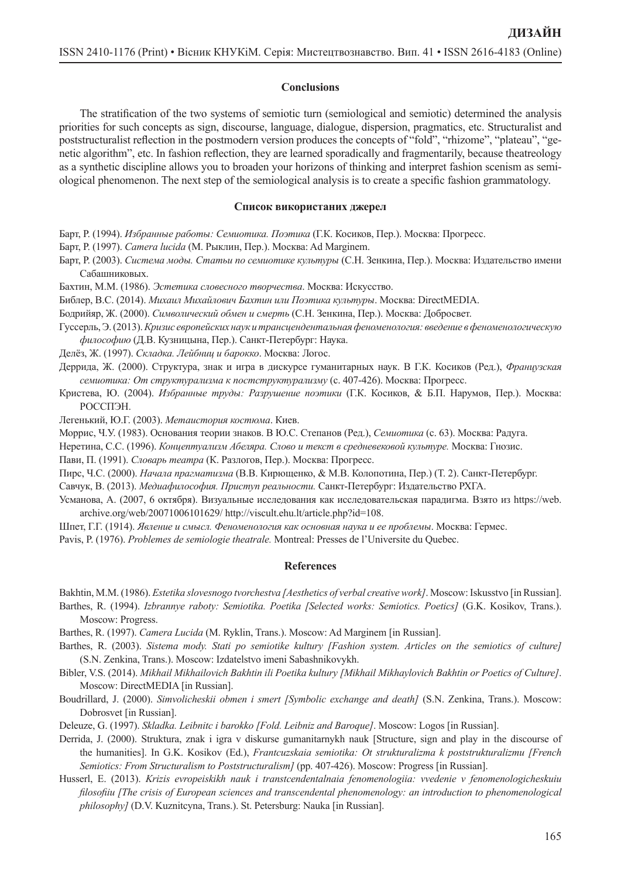## Conclusions

The stratification of the two systems of semiotic turn (semiological and semiotic) determined the analysis priorities for such concepts as sign, discourse, language, dialogue, dispersion, pragmatics, etc. Structuralist and poststructuralist reflection in the postmodern version produces the concepts of "fold", "rhizome", "plateau", "genetic algorithm", etc. In fashion reflection, they are learned sporadically and fragmentarily, because theatreology as a synthetic discipline allows you to broaden your horizons of thinking and interpret fashion scenism as semiological phenomenon. The next step of the semiological analysis is to create a specific fashion grammatology.

## Список використаних джерел

Барт, Р. (1994). *Избранные работы: Семиотика. Поэтика* (Г.К. Косиков, Пер.). Москва: Прогресс.

Барт, Р. (1997). *Camera lucida* (М. Рыклин, Пер.). Москва: Ad Marginem.

Барт, Р. (2003). *Система моды. Статьи по семиотике культуры* (С.Н. Зенкина, Пер.). Москва: Издательство имени Сабашниковых.

Бахтин, М.М. (1986). *Эстетика словесного творчества*. Москва: Искусство.

Библер, В.С. (2014). *Михаил Михайлович Бахтин или Поэтика культуры*. Москва: DirectMEDIA.

Бодрийяр, Ж. (2000). *Символический обмен и смерть* (С.Н. Зенкина, Пер.). Москва: Добросвет.

Гуссерль, Э. (2013). *Кризис европейских наук и трансцендентальная феноменология: введение в феноменологическую философию* (Д.В. Кузницына, Пер.). Санкт-Петербург: Наука.

Делёз, Ж. (1997). *Складка. Лейбниц и барокко*. Москва: Логос.

Деррида, Ж. (2000). Структура, знак и игра в дискурсе гуманитарных наук. В Г.К. Косиков (Ред.), *Французская семиотика: От структурализма к постструктурализму* (с. 407-426). Москва: Прогресс.

Кристева, Ю. (2004). *Избранные труды: Разрушение поэтики* (Г.К. Косиков, & Б.П. Нарумов, Пер.). Москва: РОССПЭН.

Легенький, Ю.Г. (2003). *Метаистория костюма*. Киев.

Моррис, Ч.У. (1983). Основания теории знаков. В Ю.С. Степанов (Ред.), *Семиотика* (с. 63). Москва: Радуга.

Неретина, С.С. (1996). *Концептуализм Абеляра. Слово и текст в средневековой культуре.* Москва: Гнозис.

Пави, П. (1991). *Словарь театра* (К. Разлогов, Пер.). Москва: Прогресс.

Пирс, Ч.С. (2000). *Начала прагматизма* (В.В. Кирющенко, & М.В. Колопотина, Пер.) (Т. 2). Санкт-Петербург.

Савчук, В. (2013). *Медиафилософия. Приступ реальности.* Санкт-Петербург: Издательство РХГА.

Усманова, А. (2007, 6 октября). Визуальные исследования как исследовательская парадигма. Взято из https://web.archive.org/web/20071006101629/ http://viscult.ehu.lt/article.php?id=108.

Шпет, Г.Г. (1914). *Явление и смысл. Феноменология как основная наука и ее проблемы*. Москва: Гермес.

Pavis, P. (1976). *Problemes de semiologie theatrale.* Montreal: Presses de l'Universite du Quebec.

## References

Bakhtin, M.M. (1986). *Estetika slovesnogo tvorchestva [Aesthetics of verbal creative work]*. Moscow: Iskusstvo [in Russian].

Barthes, R. (1994). *Izbrannye raboty: Semiotika. Poetika [Selected works: Semiotics. Poetics]* (G.K. Kosikov, Trans.). Moscow: Progress.

Barthes, R. (1997). *Camera Lucida* (M. Ryklin, Trans.). Moscow: Ad Marginem [in Russian].

Barthes, R. (2003). *Sistema mody. Stati po semiotike kultury [Fashion system. Articles on the semiotics of culture]* (S.N. Zenkina, Trans.). Moscow: Izdatelstvo imeni Sabashnikovykh.

Bibler, V.S. (2014). *Mikhail Mikhailovich Bakhtin ili Poetika kultury [Mikhail Mikhaylovich Bakhtin or Poetics of Culture]*. Moscow: DirectMEDIA [in Russian].

Boudrillard, J. (2000). *Simvolicheskii obmen i smert [Symbolic exchange and death]* (S.N. Zenkina, Trans.). Moscow: Dobrosvet [in Russian].

Deleuze, G. (1997). *Skladka. Leibnitc i barokko [Fold. Leibniz and Baroque]*. Moscow: Logos [in Russian].

Derrida, J. (2000). Struktura, znak i igra v diskurse gumanitarnykh nauk [Structure, sign and play in the discourse of the humanities]. In G.K. Kosikov (Ed.), *Frantcuzskaia semiotika: Ot strukturalizma k poststrukturalizmu [French Semiotics: From Structuralism to Poststructuralism]* (pp. 407-426). Moscow: Progress [in Russian].

Husserl, E. (2013). *Krizis evropeiskikh nauk i transtcendentalnaia fenomenologiia: vvedenie v fenomenologicheskuiu filosofiiu [The crisis of European sciences and transcendental phenomenology: an introduction to phenomenological philosophy]* (D.V. Kuznitcyna, Trans.). St. Petersburg: Nauka [in Russian].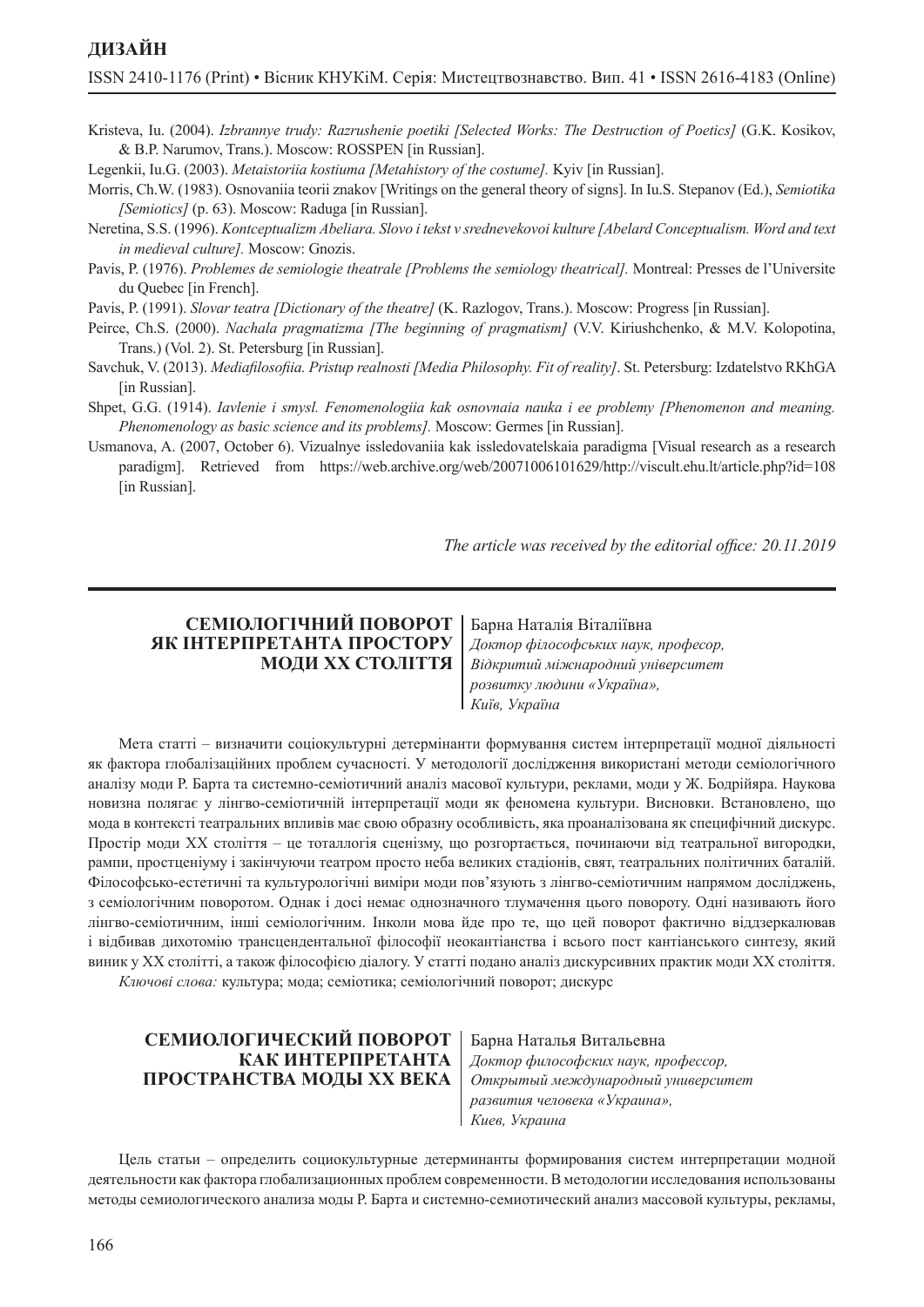Kristeva, Iu. (2004). *Izbrannye trudy: Razrushenie poetiki [Selected Works: The Destruction of Poetics]* (G.K. Kosikov, & B.P. Narumov, Trans.). Moscow: ROSSPEN [in Russian].

Legenkii, Iu.G. (2003). *Metaistoriia kostiuma [Metahistory of the costume].* Kyiv [in Russian].

Morris, Ch.W. (1983). Osnovaniia teorii znakov [Writings on the general theory of signs]. In Iu.S. Stepanov (Ed.), *Semiotika [Semiotics]* (p. 63). Moscow: Raduga [in Russian].

Neretina, S.S. (1996). *Kontceptualizm Abeliara. Slovo i tekst v srednevekovoi kulture [Abelard Conceptualism. Word and text in medieval culture].* Moscow: Gnozis.

Pavis, P. (1976). *Problemes de semiologie theatrale [Problems the semiology theatrical].* Montreal: Presses de l'Universite du Quebec [in French].

Pavis, P. (1991). *Slovar teatra [Dictionary of the theatre]* (K. Razlogov, Trans.). Moscow: Progress [in Russian].

Peirce, Ch.S. (2000). *Nachala pragmatizma [The beginning of pragmatism]* (V.V. Kiriushchenko, & M.V. Kolopotina, Trans.) (Vol. 2). St. Petersburg [in Russian].

Savchuk, V. (2013). *Mediafilosofiia. Pristup realnosti [Media Philosophy. Fit of reality]*. St. Petersburg: Izdatelstvo RKhGA [in Russian].

Shpet, G.G. (1914). *Iavlenie i smysl. Fenomenologiia kak osnovnaia nauka i ee problemy [Phenomenon and meaning. Phenomenology as basic science and its problems].* Moscow: Germes [in Russian].

Usmanova, A. (2007, October 6). Vizualnye issledovaniia kak issledovatelskaia paradigma [Visual research as a research paradigm]. Retrieved from https://web.archive.org/web/20071006101629/http://viscult.ehu.lt/article.php?id=108 [in Russian].

*The article was received by the editorial office: 20.11.2019*

---

## СЕМІОЛОГІЧНИЙ ПОВОРОТ ЯК ІНТЕРПРЕТАНТА ПРОСТОРУ МОДИ ХХ СТОЛІТТЯ

Барна Наталія Віталіївна
*Доктор філософських наук, професор, Відкритий міжнародний університет розвитку людини «Україна», Київ, Україна*

Мета статті – визначити соціокультурні детермінанти формування систем інтерпретації модної діяльності як фактора глобалізаційних проблем сучасності. У методології дослідження використані методи семіологічного аналізу моди Р. Барта та системно-семіотичний аналіз масової культури, реклами, моди у Ж. Бодрійяра. Наукова новизна полягає у лінгво-семіотичній інтерпретації моди як феномена культури. Висновки. Встановлено, що мода в контексті театральних впливів має свою образну особливість, яка проаналізована як специфічний дискурс. Простір моди ХХ століття – це тоталлогія сценізму, що розгортається, починаючи від театральної вигородки, рампи, простсценіуму і закінчуючи театром просто неба великих стадіонів, свят, театральних політичних баталій. Філософсько-естетичні та культурологічні виміри моди пов'язують з лінгво-семіотичним напрямом досліджень, з семіологічним поворотом. Однак і досі немає однозначного тлумачення цього повороту. Одні називають його лінгво-семіотичним, інші семіологічним. Інколи мова йде про те, що цей поворот фактично віддзеркалював і відбивав дихотомію трансцендентальної філософії неокантіанства і всього пост кантіанського синтезу, який виник у ХХ столітті, а також філософією діалогу. У статті подано аналіз дискурсивних практик моди ХХ століття.

*Ключові слова:* культура; мода; семіотика; семіологічний поворот; дискурс

## СЕМИОЛОГИЧЕСКИЙ ПОВОРОТ КАК ИНТЕРПРЕТАНТА ПРОСТРАНСТВА МОДЫ ХХ ВЕКА

Барна Наталья Витальевна
*Доктор философских наук, профессор, Открытый международный университет развития человека «Украина», Киев, Украина*

Цель статьи – определить социокультурные детерминанты формирования систем интерпретации модной деятельности как фактора глобализационных проблем современности. В методологии исследования использованы методы семиологического анализа моды Р. Барта и системно-семиотический анализ массовой культуры, рекламы,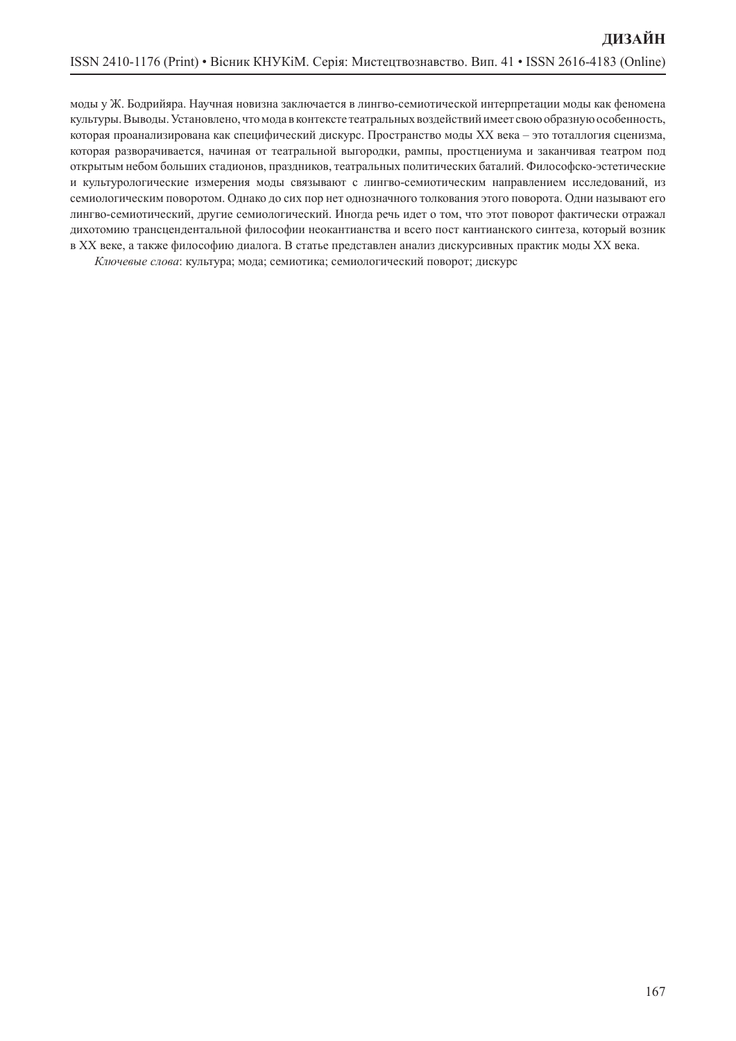моды у Ж. Бодрийяра. Научная новизна заключается в лингво-семиотической интерпретации моды как феномена культуры. Выводы. Установлено, что мода в контексте театральных воздействий имеет свою образную особенность, которая проанализирована как специфический дискурс. Пространство моды ХХ века – это тоталлогия сценизма, которая разворачивается, начиная от театральной выгородки, рампы, простцениума и заканчивая театром под открытым небом больших стадионов, праздников, театральных политических баталий. Философско-эстетические и культурологические измерения моды связывают с лингво-семиотическим направлением исследований, из семиологическим поворотом. Однако до сих пор нет однозначного толкования этого поворота. Одни называют его лингво-семиотический, другие семиологический. Иногда речь идет о том, что этот поворот фактически отражал дихотомию трансцендентальной философии неокантианства и всего пост кантианского синтеза, который возник в ХХ веке, а также философию диалога. В статье представлен анализ дискурсивных практик моды ХХ века.

*Ключевые слова*: культура; мода; семиотика; семиологический поворот; дискурс